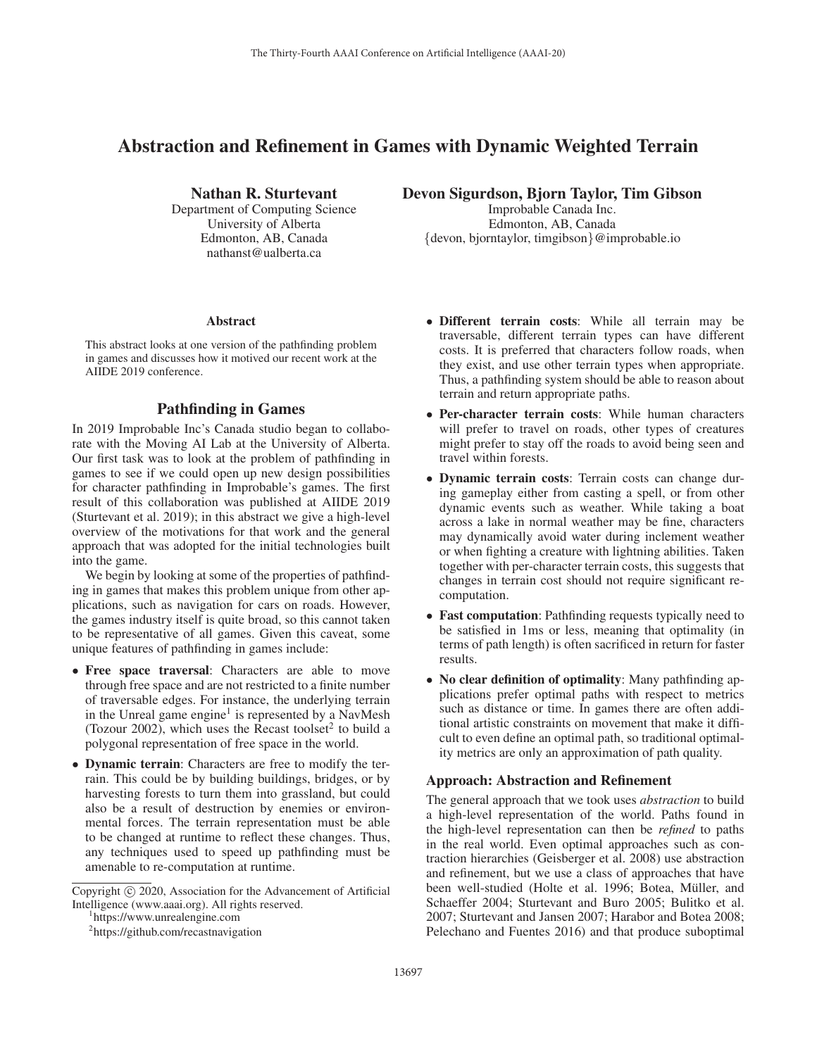# Abstraction and Refinement in Games with Dynamic Weighted Terrain

**Nathan R. Sturtevant**
Department of Computing Science
University of Alberta
Edmonton, AB, Canada
nathanst@ualberta.ca

**Devon Sigurdson, Bjorn Taylor, Tim Gibson**
Improbable Canada Inc.
Edmonton, AB, Canada
{devon, bjorntaylor, timgibson}@improbable.io

## Abstract

This abstract looks at one version of the pathfinding problem in games and discusses how it motived our recent work at the AIIDE 2019 conference.

## Pathfinding in Games

In 2019 Improbable Inc's Canada studio began to collaborate with the Moving AI Lab at the University of Alberta. Our first task was to look at the problem of pathfinding in games to see if we could open up new design possibilities for character pathfinding in Improbable's games. The first result of this collaboration was published at AIIDE 2019 (Sturtevant et al. 2019); in this abstract we give a high-level overview of the motivations for that work and the general approach that was adopted for the initial technologies built into the game.

We begin by looking at some of the properties of pathfinding in games that makes this problem unique from other applications, such as navigation for cars on roads. However, the games industry itself is quite broad, so this cannot taken to be representative of all games. Given this caveat, some unique features of pathfinding in games include:

- **Free space traversal**: Characters are able to move through free space and are not restricted to a finite number of traversable edges. For instance, the underlying terrain in the Unreal game engine[1] is represented by a NavMesh (Tozour 2002), which uses the Recast toolset[2] to build a polygonal representation of free space in the world.
- **Dynamic terrain**: Characters are free to modify the terrain. This could be by building buildings, bridges, or by harvesting forests to turn them into grassland, but could also be a result of destruction by enemies or environmental forces. The terrain representation must be able to be changed at runtime to reflect these changes. Thus, any techniques used to speed up pathfinding must be amenable to re-computation at runtime.
- **Different terrain costs**: While all terrain may be traversable, different terrain types can have different costs. It is preferred that characters follow roads, when they exist, and use other terrain types when appropriate. Thus, a pathfinding system should be able to reason about terrain and return appropriate paths.
- **Per-character terrain costs**: While human characters will prefer to travel on roads, other types of creatures might prefer to stay off the roads to avoid being seen and travel within forests.
- **Dynamic terrain costs**: Terrain costs can change during gameplay either from casting a spell, or from other dynamic events such as weather. While taking a boat across a lake in normal weather may be fine, characters may dynamically avoid water during inclement weather or when fighting a creature with lightning abilities. Taken together with per-character terrain costs, this suggests that changes in terrain cost should not require significant re-computation.
- **Fast computation**: Pathfinding requests typically need to be satisfied in 1ms or less, meaning that optimality (in terms of path length) is often sacrificed in return for faster results.
- **No clear definition of optimality**: Many pathfinding applications prefer optimal paths with respect to metrics such as distance or time. In games there are often additional artistic constraints on movement that make it difficult to even define an optimal path, so traditional optimality metrics are only an approximation of path quality.

### Approach: Abstraction and Refinement

The general approach that we took uses *abstraction* to build a high-level representation of the world. Paths found in the high-level representation can then be *refined* to paths in the real world. Even optimal approaches such as contraction hierarchies (Geisberger et al. 2008) use abstraction and refinement, but we use a class of approaches that have been well-studied (Holte et al. 1996; Botea, Müller, and Schaeffer 2004; Sturtevant and Buro 2005; Bulitko et al. 2007; Sturtevant and Jansen 2007; Harabor and Botea 2008; Pelechano and Fuentes 2016) and that produce suboptimal

Copyright © 2020, Association for the Advancement of Artificial Intelligence (www.aaai.org). All rights reserved.

[1] https://www.unrealengine.com

[2] https://github.com/recastnavigation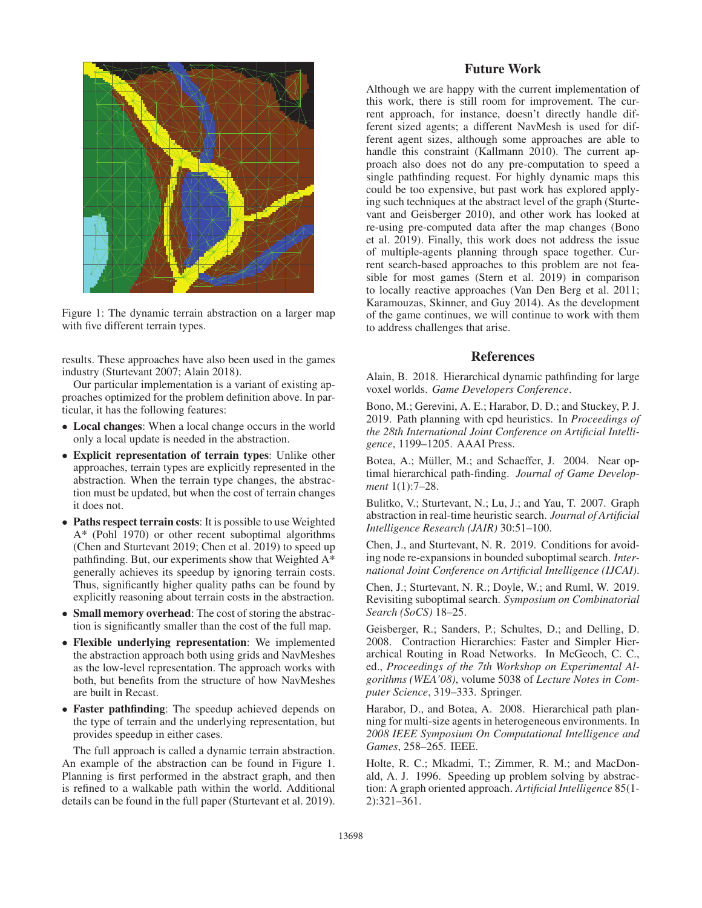Figure 1: The dynamic terrain abstraction on a larger map with five different terrain types.

results. These approaches have also been used in the games industry (Sturtevant 2007; Alain 2018).

Our particular implementation is a variant of existing approaches optimized for the problem definition above. In particular, it has the following features:

- **Local changes**: When a local change occurs in the world only a local update is needed in the abstraction.
- **Explicit representation of terrain types**: Unlike other approaches, terrain types are explicitly represented in the abstraction. When the terrain type changes, the abstraction must be updated, but when the cost of terrain changes it does not.
- **Paths respect terrain costs**: It is possible to use Weighted A* (Pohl 1970) or other recent suboptimal algorithms (Chen and Sturtevant 2019; Chen et al. 2019) to speed up pathfinding. But, our experiments show that Weighted A* generally achieves its speedup by ignoring terrain costs. Thus, significantly higher quality paths can be found by explicitly reasoning about terrain costs in the abstraction.
- **Small memory overhead**: The cost of storing the abstraction is significantly smaller than the cost of the full map.
- **Flexible underlying representation**: We implemented the abstraction approach both using grids and NavMeshes as the low-level representation. The approach works with both, but benefits from the structure of how NavMeshes are built in Recast.
- **Faster pathfinding**: The speedup achieved depends on the type of terrain and the underlying representation, but provides speedup in either cases.

The full approach is called a dynamic terrain abstraction. An example of the abstraction can be found in Figure 1. Planning is first performed in the abstract graph, and then is refined to a walkable path within the world. Additional details can be found in the full paper (Sturtevant et al. 2019).

## Future Work

Although we are happy with the current implementation of this work, there is still room for improvement. The current approach, for instance, doesn't directly handle different sized agents; a different NavMesh is used for different agent sizes, although some approaches are able to handle this constraint (Kallmann 2010). The current approach also does not do any pre-computation to speed a single pathfinding request. For highly dynamic maps this could be too expensive, but past work has explored applying such techniques at the abstract level of the graph (Sturtevant and Geisberger 2010), and other work has looked at re-using pre-computed data after the map changes (Bono et al. 2019). Finally, this work does not address the issue of multiple-agents planning through space together. Current search-based approaches to this problem are not feasible for most games (Stern et al. 2019) in comparison to locally reactive approaches (Van Den Berg et al. 2011; Karamouzas, Skinner, and Guy 2014). As the development of the game continues, we will continue to work with them to address challenges that arise.

## References

Alain, B. 2018. Hierarchical dynamic pathfinding for large voxel worlds. *Game Developers Conference*.

Bono, M.; Gerevini, A. E.; Harabor, D. D.; and Stuckey, P. J. 2019. Path planning with cpd heuristics. In *Proceedings of the 28th International Joint Conference on Artificial Intelligence*, 1199–1205. AAAI Press.

Botea, A.; Müller, M.; and Schaeffer, J. 2004. Near optimal hierarchical path-finding. *Journal of Game Development* 1(1):7–28.

Bulitko, V.; Sturtevant, N.; Lu, J.; and Yau, T. 2007. Graph abstraction in real-time heuristic search. *Journal of Artificial Intelligence Research (JAIR)* 30:51–100.

Chen, J., and Sturtevant, N. R. 2019. Conditions for avoiding node re-expansions in bounded suboptimal search. *International Joint Conference on Artificial Intelligence (IJCAI)*.

Chen, J.; Sturtevant, N. R.; Doyle, W.; and Ruml, W. 2019. Revisiting suboptimal search. *Symposium on Combinatorial Search (SoCS)* 18–25.

Geisberger, R.; Sanders, P.; Schultes, D.; and Delling, D. 2008. Contraction Hierarchies: Faster and Simpler Hierarchical Routing in Road Networks. In McGeoch, C. C., ed., *Proceedings of the 7th Workshop on Experimental Algorithms (WEA'08)*, volume 5038 of *Lecture Notes in Computer Science*, 319–333. Springer.

Harabor, D., and Botea, A. 2008. Hierarchical path planning for multi-size agents in heterogeneous environments. In *2008 IEEE Symposium On Computational Intelligence and Games*, 258–265. IEEE.

Holte, R. C.; Mkadmi, T.; Zimmer, R. M.; and MacDonald, A. J. 1996. Speeding up problem solving by abstraction: A graph oriented approach. *Artificial Intelligence* 85(1-2):321–361.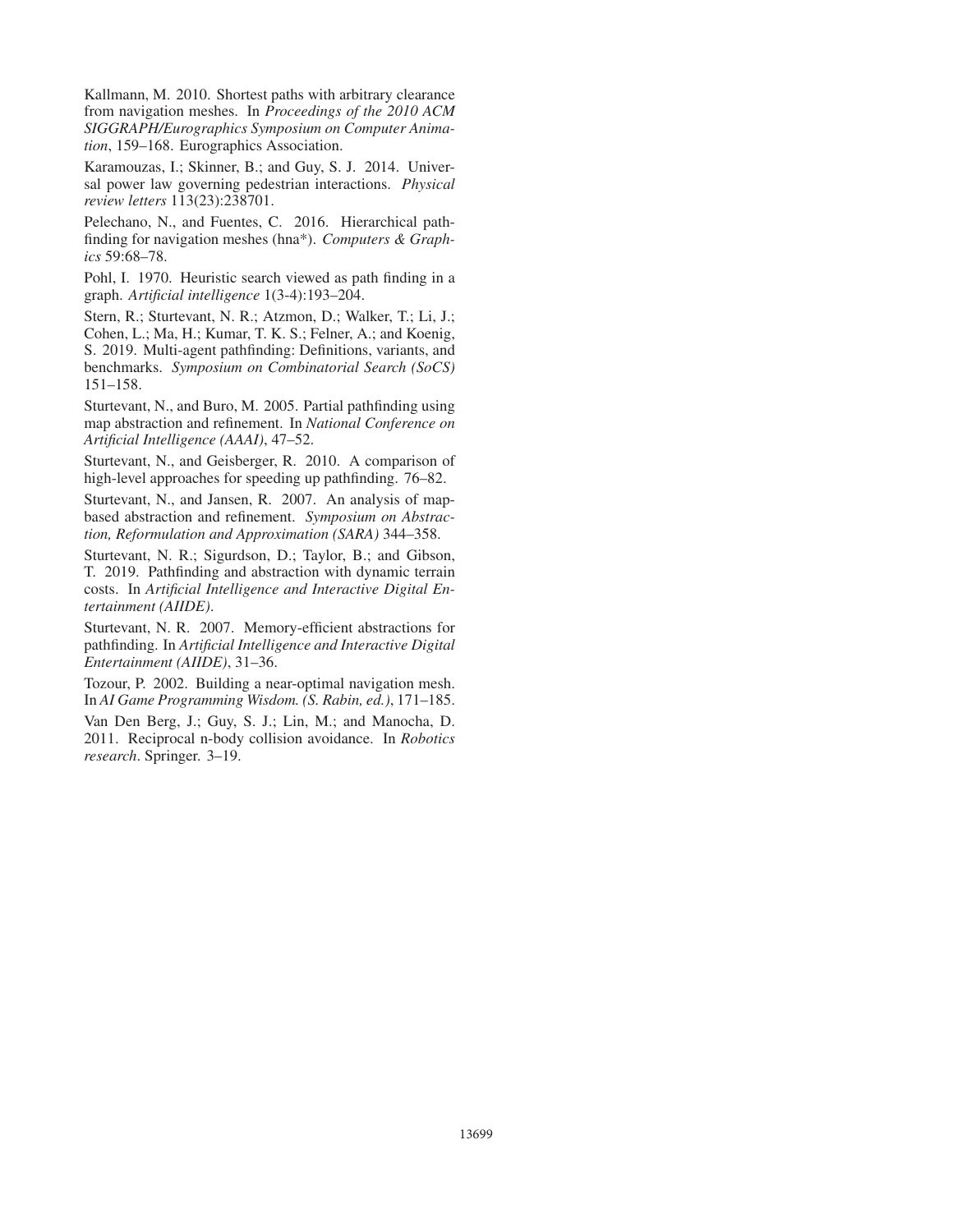Kallmann, M. 2010. Shortest paths with arbitrary clearance from navigation meshes. In *Proceedings of the 2010 ACM SIGGRAPH/Eurographics Symposium on Computer Animation*, 159–168. Eurographics Association.

Karamouzas, I.; Skinner, B.; and Guy, S. J. 2014. Universal power law governing pedestrian interactions. *Physical review letters* 113(23):238701.

Pelechano, N., and Fuentes, C. 2016. Hierarchical pathfinding for navigation meshes (hna*). *Computers & Graphics* 59:68–78.

Pohl, I. 1970. Heuristic search viewed as path finding in a graph. *Artificial intelligence* 1(3-4):193–204.

Stern, R.; Sturtevant, N. R.; Atzmon, D.; Walker, T.; Li, J.; Cohen, L.; Ma, H.; Kumar, T. K. S.; Felner, A.; and Koenig, S. 2019. Multi-agent pathfinding: Definitions, variants, and benchmarks. *Symposium on Combinatorial Search (SoCS)* 151–158.

Sturtevant, N., and Buro, M. 2005. Partial pathfinding using map abstraction and refinement. In *National Conference on Artificial Intelligence (AAAI)*, 47–52.

Sturtevant, N., and Geisberger, R. 2010. A comparison of high-level approaches for speeding up pathfinding. 76–82.

Sturtevant, N., and Jansen, R. 2007. An analysis of map-based abstraction and refinement. *Symposium on Abstraction, Reformulation and Approximation (SARA)* 344–358.

Sturtevant, N. R.; Sigurdson, D.; Taylor, B.; and Gibson, T. 2019. Pathfinding and abstraction with dynamic terrain costs. In *Artificial Intelligence and Interactive Digital Entertainment (AIIDE)*.

Sturtevant, N. R. 2007. Memory-efficient abstractions for pathfinding. In *Artificial Intelligence and Interactive Digital Entertainment (AIIDE)*, 31–36.

Tozour, P. 2002. Building a near-optimal navigation mesh. In *AI Game Programming Wisdom. (S. Rabin, ed.)*, 171–185.

Van Den Berg, J.; Guy, S. J.; Lin, M.; and Manocha, D. 2011. Reciprocal n-body collision avoidance. In *Robotics research*. Springer. 3–19.